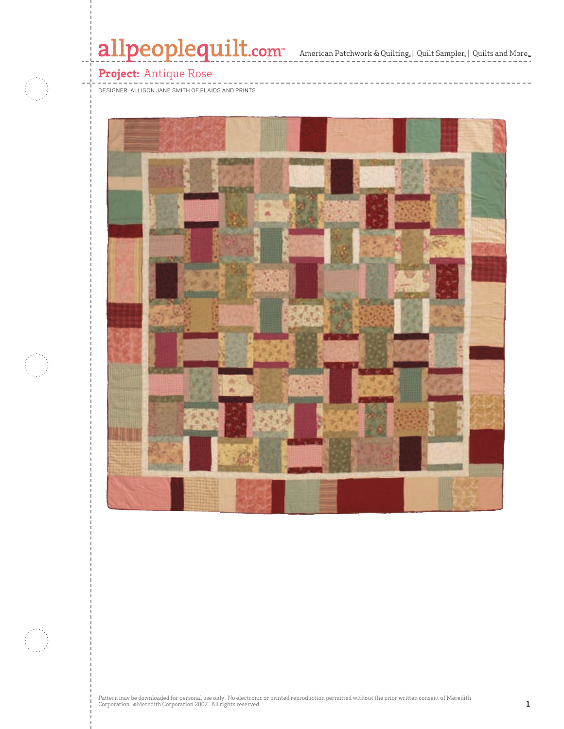# Project: Antique Rose

DESIGNER: ALLISON JANE SMITH OF PLAIDS AND PRINTS

Pattern may be downloaded for personal use only. No electronic or printed reproduction permitted without the prior written consent of Meredith Corporation. ©Meredith Corporation 2007. All rights reserved.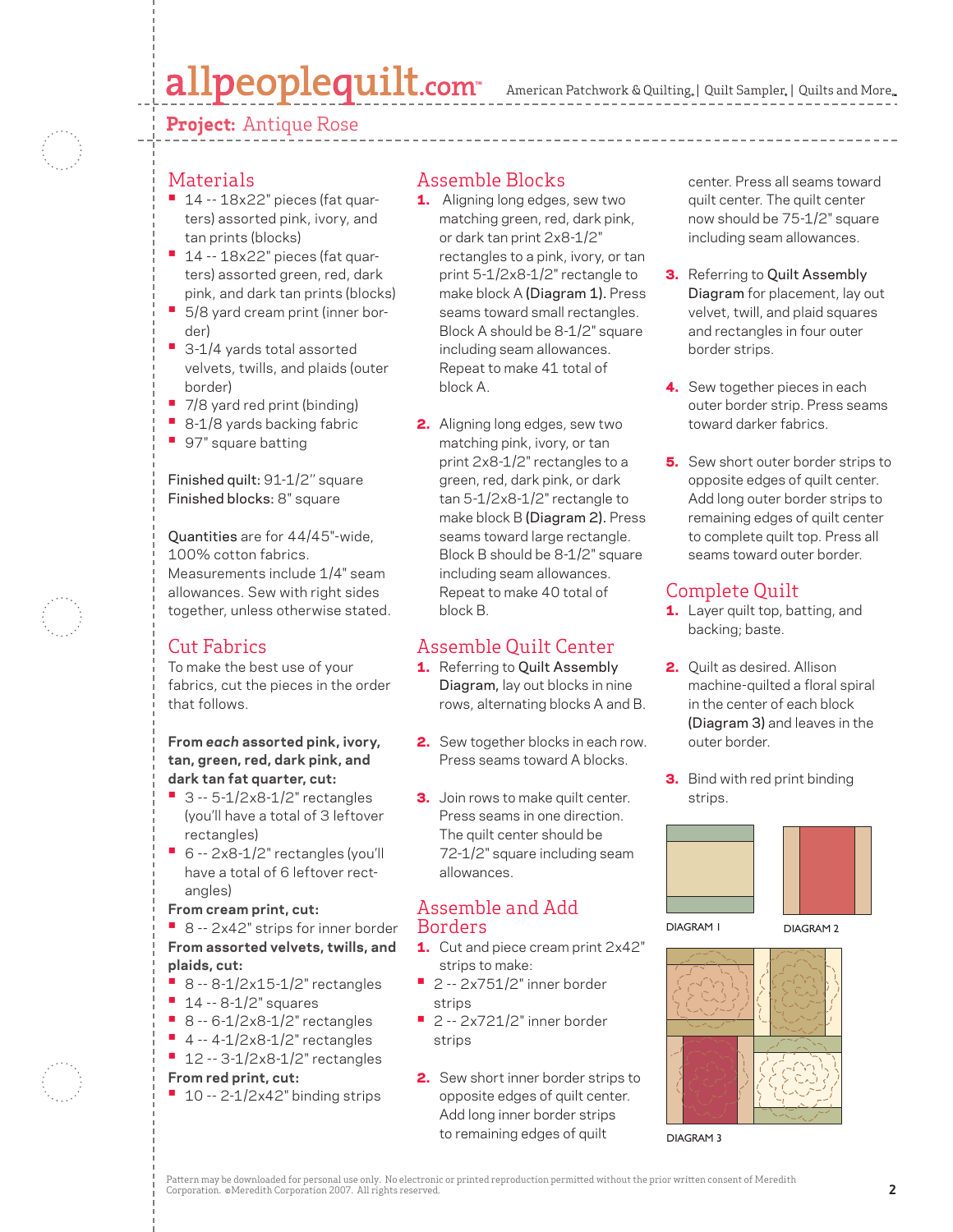## Project: Antique Rose

## Materials

- 14 -- 18x22" pieces (fat quarters) assorted pink, ivory, and tan prints (blocks)
- 14 -- 18x22" pieces (fat quarters) assorted green, red, dark pink, and dark tan prints (blocks)
- 5/8 yard cream print (inner border)
- 3-1/4 yards total assorted velvets, twills, and plaids (outer border)
- 7/8 yard red print (binding)
- 8-1/8 yards backing fabric
- 97" square batting

Finished quilt: 91-1/2" square
Finished blocks: 8" square

Quantities are for 44/45"-wide, 100% cotton fabrics. Measurements include 1/4" seam allowances. Sew with right sides together, unless otherwise stated.

## Cut Fabrics

To make the best use of your fabrics, cut the pieces in the order that follows.

**From *each* assorted pink, ivory, tan, green, red, dark pink, and dark tan fat quarter, cut:**

- 3 -- 5-1/2x8-1/2" rectangles (you'll have a total of 3 leftover rectangles)
- 6 -- 2x8-1/2" rectangles (you'll have a total of 6 leftover rectangles)

**From cream print, cut:**

- 8 -- 2x42" strips for inner border

**From assorted velvets, twills, and plaids, cut:**

- 8 -- 8-1/2x15-1/2" rectangles
- 14 -- 8-1/2" squares
- 8 -- 6-1/2x8-1/2" rectangles
- 4 -- 4-1/2x8-1/2" rectangles
- 12 -- 3-1/2x8-1/2" rectangles

**From red print, cut:**

- 10 -- 2-1/2x42" binding strips

## Assemble Blocks

1. Aligning long edges, sew two matching green, red, dark pink, or dark tan print 2x8-1/2" rectangles to a pink, ivory, or tan print 5-1/2x8-1/2" rectangle to make block A (Diagram 1). Press seams toward small rectangles. Block A should be 8-1/2" square including seam allowances. Repeat to make 41 total of block A.

2. Aligning long edges, sew two matching pink, ivory, or tan print 2x8-1/2" rectangles to a green, red, dark pink, or dark tan 5-1/2x8-1/2" rectangle to make block B (Diagram 2). Press seams toward large rectangle. Block B should be 8-1/2" square including seam allowances. Repeat to make 40 total of block B.

## Assemble Quilt Center

1. Referring to Quilt Assembly Diagram, lay out blocks in nine rows, alternating blocks A and B.

2. Sew together blocks in each row. Press seams toward A blocks.

3. Join rows to make quilt center. Press seams in one direction. The quilt center should be 72-1/2" square including seam allowances.

## Assemble and Add Borders

1. Cut and piece cream print 2x42" strips to make:

- 2 -- 2x751/2" inner border strips
- 2 -- 2x721/2" inner border strips

2. Sew short inner border strips to opposite edges of quilt center. Add long inner border strips to remaining edges of quilt center. Press all seams toward quilt center. The quilt center now should be 75-1/2" square including seam allowances.

3. Referring to Quilt Assembly Diagram for placement, lay out velvet, twill, and plaid squares and rectangles in four outer border strips.

4. Sew together pieces in each outer border strip. Press seams toward darker fabrics.

5. Sew short outer border strips to opposite edges of quilt center. Add long outer border strips to remaining edges of quilt center to complete quilt top. Press all seams toward outer border.

## Complete Quilt

1. Layer quilt top, batting, and backing; baste.

2. Quilt as desired. Allison machine-quilted a floral spiral in the center of each block (Diagram 3) and leaves in the outer border.

3. Bind with red print binding strips.

DIAGRAM 1

DIAGRAM 2

DIAGRAM 3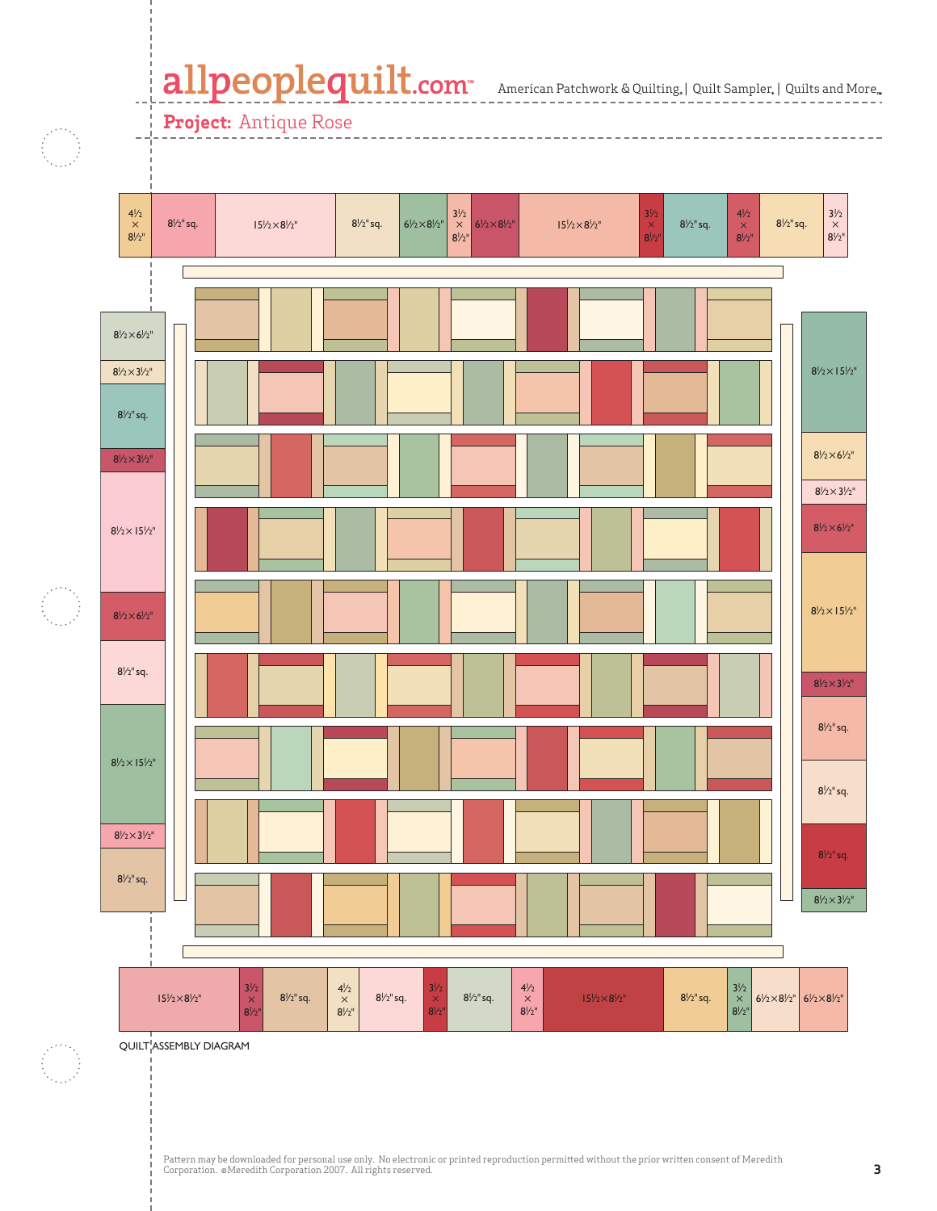**Project:** Antique Rose

4½ × 8½"
8½" sq.
15½×8½"
8½" sq.
6½×8½"
3½ × 8½"
6½×8½"
15½×8½"
3½ × 8½"
8½" sq.
4½ × 8½"
8½" sq.
3½ × 8½"

8½×6½"
8½×3½"
8½" sq.
8½×3½"
8½×15½"
8½×6½"
8½" sq.
8½×15½"
8½×3½"
8½" sq.

8½×15½"
8½×6½"
8½×3½"
8½×6½"
8½×15½"
8½×3½"
8½" sq.
8½" sq.
8½" sq.
8½×3½"

15½×8½"
3½ × 8½"
8½" sq.
4½ × 8½"
8½" sq.
3½ × 8½"
8½" sq.
4½ × 8½"
15½×8½"
8½" sq.
3½ × 8½"
6½×8½"
6½×8½"

QUILT ASSEMBLY DIAGRAM

Pattern may be downloaded for personal use only. No electronic or printed reproduction permitted without the prior written consent of Meredith Corporation. ©Meredith Corporation 2007. All rights reserved.